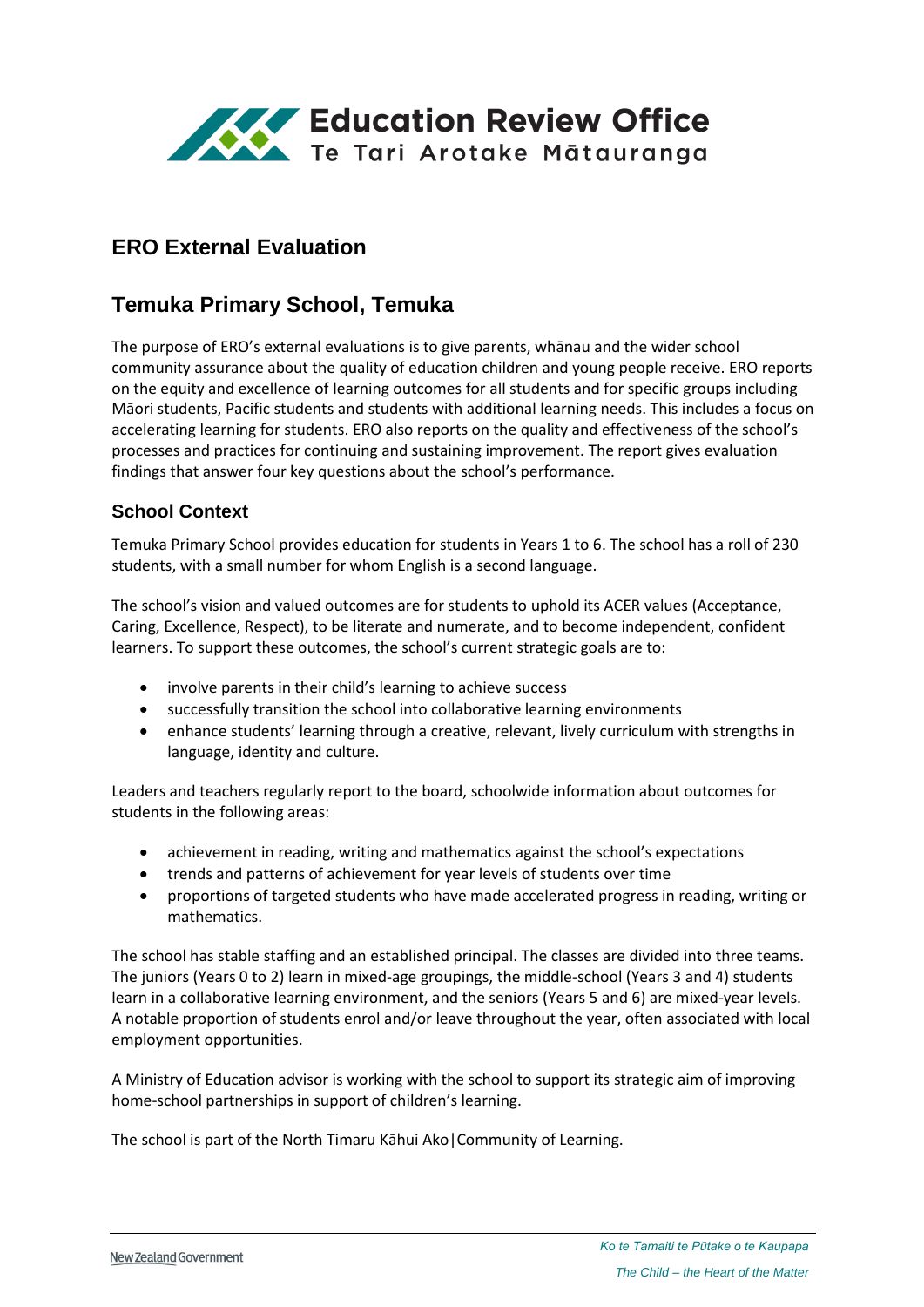# ERO External Evaluation

## Temuka Primary School, Temuka

The purpose of ERO's external evaluations is to give parents, whānau and the wider school community assurance about the quality of education children and young people receive. ERO reports on the equity and excellence of learning outcomes for all students and for specific groups including Māori students, Pacific students and students with additional learning needs. This includes a focus on accelerating learning for students. ERO also reports on the quality and effectiveness of the school's processes and practices for continuing and sustaining improvement. The report gives evaluation findings that answer four key questions about the school's performance.

### School Context

Temuka Primary School provides education for students in Years 1 to 6. The school has a roll of 230 students, with a small number for whom English is a second language.

The school's vision and valued outcomes are for students to uphold its ACER values (Acceptance, Caring, Excellence, Respect), to be literate and numerate, and to become independent, confident learners. To support these outcomes, the school's current strategic goals are to:

- involve parents in their child's learning to achieve success
- successfully transition the school into collaborative learning environments
- enhance students' learning through a creative, relevant, lively curriculum with strengths in language, identity and culture.

Leaders and teachers regularly report to the board, schoolwide information about outcomes for students in the following areas:

- achievement in reading, writing and mathematics against the school's expectations
- trends and patterns of achievement for year levels of students over time
- proportions of targeted students who have made accelerated progress in reading, writing or mathematics.

The school has stable staffing and an established principal. The classes are divided into three teams. The juniors (Years 0 to 2) learn in mixed-age groupings, the middle-school (Years 3 and 4) students learn in a collaborative learning environment, and the seniors (Years 5 and 6) are mixed-year levels. A notable proportion of students enrol and/or leave throughout the year, often associated with local employment opportunities.

A Ministry of Education advisor is working with the school to support its strategic aim of improving home-school partnerships in support of children's learning.

The school is part of the North Timaru Kāhui Ako|Community of Learning.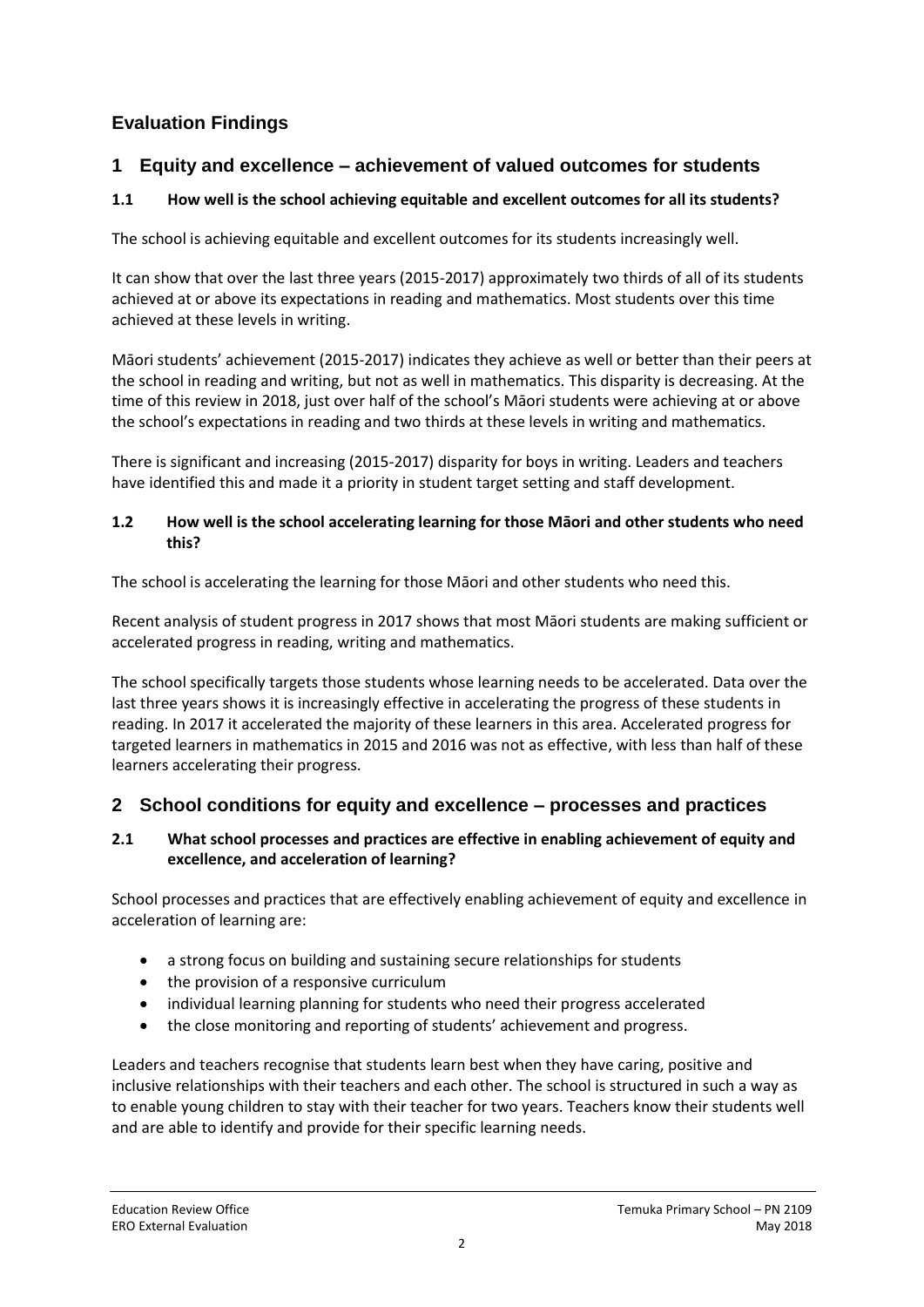## Evaluation Findings

## 1 Equity and excellence – achievement of valued outcomes for students

### 1.1 How well is the school achieving equitable and excellent outcomes for all its students?

The school is achieving equitable and excellent outcomes for its students increasingly well.

It can show that over the last three years (2015-2017) approximately two thirds of all of its students achieved at or above its expectations in reading and mathematics. Most students over this time achieved at these levels in writing.

Māori students' achievement (2015-2017) indicates they achieve as well or better than their peers at the school in reading and writing, but not as well in mathematics. This disparity is decreasing. At the time of this review in 2018, just over half of the school's Māori students were achieving at or above the school's expectations in reading and two thirds at these levels in writing and mathematics.

There is significant and increasing (2015-2017) disparity for boys in writing. Leaders and teachers have identified this and made it a priority in student target setting and staff development.

### 1.2 How well is the school accelerating learning for those Māori and other students who need this?

The school is accelerating the learning for those Māori and other students who need this.

Recent analysis of student progress in 2017 shows that most Māori students are making sufficient or accelerated progress in reading, writing and mathematics.

The school specifically targets those students whose learning needs to be accelerated. Data over the last three years shows it is increasingly effective in accelerating the progress of these students in reading. In 2017 it accelerated the majority of these learners in this area. Accelerated progress for targeted learners in mathematics in 2015 and 2016 was not as effective, with less than half of these learners accelerating their progress.

## 2 School conditions for equity and excellence – processes and practices

### 2.1 What school processes and practices are effective in enabling achievement of equity and excellence, and acceleration of learning?

School processes and practices that are effectively enabling achievement of equity and excellence in acceleration of learning are:

- a strong focus on building and sustaining secure relationships for students
- the provision of a responsive curriculum
- individual learning planning for students who need their progress accelerated
- the close monitoring and reporting of students' achievement and progress.

Leaders and teachers recognise that students learn best when they have caring, positive and inclusive relationships with their teachers and each other. The school is structured in such a way as to enable young children to stay with their teacher for two years. Teachers know their students well and are able to identify and provide for their specific learning needs.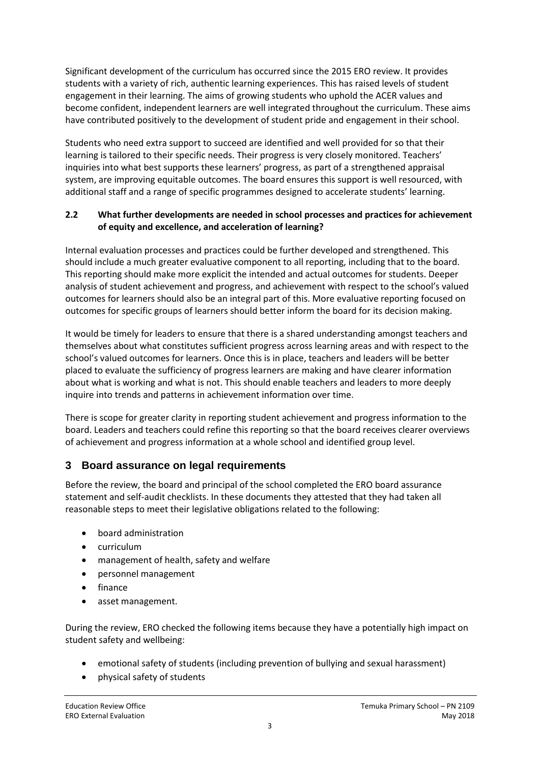Significant development of the curriculum has occurred since the 2015 ERO review. It provides students with a variety of rich, authentic learning experiences. This has raised levels of student engagement in their learning. The aims of growing students who uphold the ACER values and become confident, independent learners are well integrated throughout the curriculum. These aims have contributed positively to the development of student pride and engagement in their school.

Students who need extra support to succeed are identified and well provided for so that their learning is tailored to their specific needs. Their progress is very closely monitored. Teachers' inquiries into what best supports these learners' progress, as part of a strengthened appraisal system, are improving equitable outcomes. The board ensures this support is well resourced, with additional staff and a range of specific programmes designed to accelerate students' learning.

### 2.2 What further developments are needed in school processes and practices for achievement of equity and excellence, and acceleration of learning?

Internal evaluation processes and practices could be further developed and strengthened. This should include a much greater evaluative component to all reporting, including that to the board. This reporting should make more explicit the intended and actual outcomes for students. Deeper analysis of student achievement and progress, and achievement with respect to the school's valued outcomes for learners should also be an integral part of this. More evaluative reporting focused on outcomes for specific groups of learners should better inform the board for its decision making.

It would be timely for leaders to ensure that there is a shared understanding amongst teachers and themselves about what constitutes sufficient progress across learning areas and with respect to the school's valued outcomes for learners. Once this is in place, teachers and leaders will be better placed to evaluate the sufficiency of progress learners are making and have clearer information about what is working and what is not. This should enable teachers and leaders to more deeply inquire into trends and patterns in achievement information over time.

There is scope for greater clarity in reporting student achievement and progress information to the board. Leaders and teachers could refine this reporting so that the board receives clearer overviews of achievement and progress information at a whole school and identified group level.

## 3 Board assurance on legal requirements

Before the review, the board and principal of the school completed the ERO board assurance statement and self-audit checklists. In these documents they attested that they had taken all reasonable steps to meet their legislative obligations related to the following:

- board administration
- curriculum
- management of health, safety and welfare
- personnel management
- finance
- asset management.

During the review, ERO checked the following items because they have a potentially high impact on student safety and wellbeing:

- emotional safety of students (including prevention of bullying and sexual harassment)
- physical safety of students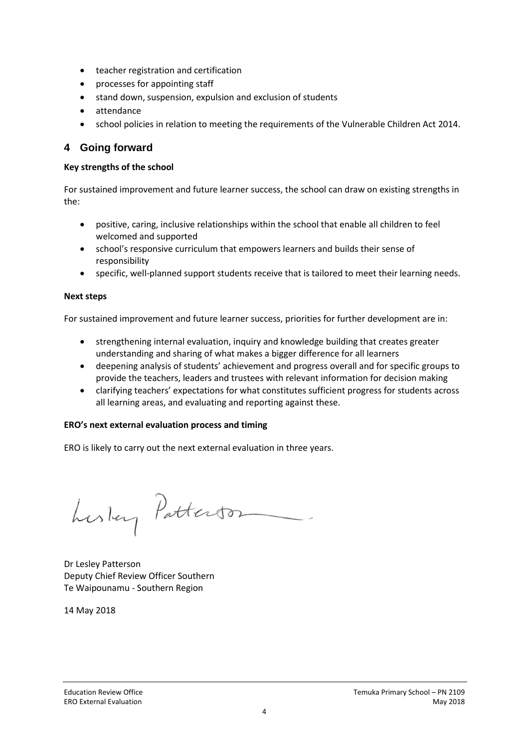- teacher registration and certification
- processes for appointing staff
- stand down, suspension, expulsion and exclusion of students
- attendance
- school policies in relation to meeting the requirements of the Vulnerable Children Act 2014.

## 4 Going forward

**Key strengths of the school**

For sustained improvement and future learner success, the school can draw on existing strengths in the:

- positive, caring, inclusive relationships within the school that enable all children to feel welcomed and supported
- school's responsive curriculum that empowers learners and builds their sense of responsibility
- specific, well-planned support students receive that is tailored to meet their learning needs.

**Next steps**

For sustained improvement and future learner success, priorities for further development are in:

- strengthening internal evaluation, inquiry and knowledge building that creates greater understanding and sharing of what makes a bigger difference for all learners
- deepening analysis of students' achievement and progress overall and for specific groups to provide the teachers, leaders and trustees with relevant information for decision making
- clarifying teachers' expectations for what constitutes sufficient progress for students across all learning areas, and evaluating and reporting against these.

**ERO's next external evaluation process and timing**

ERO is likely to carry out the next external evaluation in three years.

Dr Lesley Patterson
Deputy Chief Review Officer Southern
Te Waipounamu - Southern Region

14 May 2018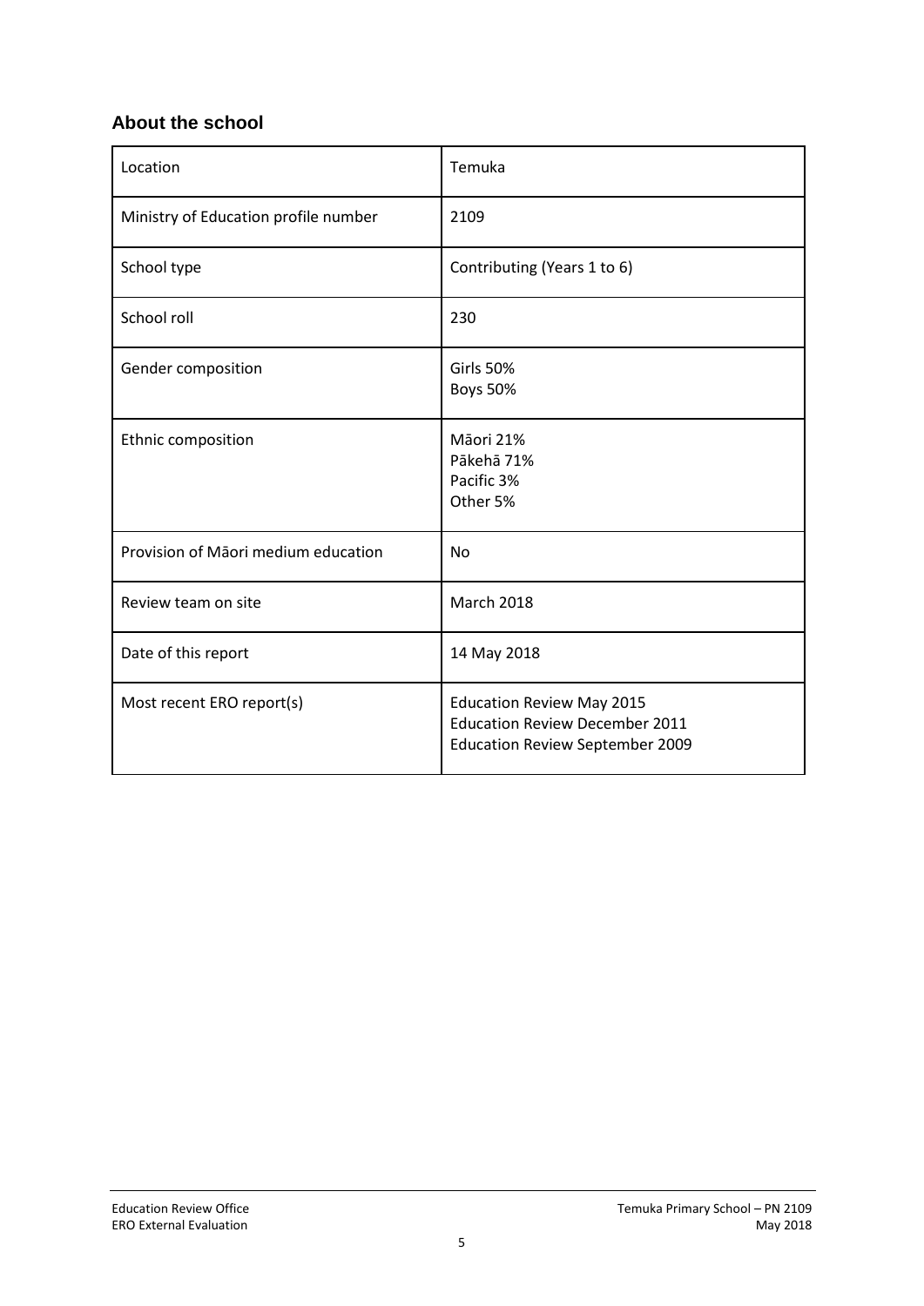## About the school

| | |
|---|---|
| Location | Temuka |
| Ministry of Education profile number | 2109 |
| School type | Contributing (Years 1 to 6) |
| School roll | 230 |
| Gender composition | Girls 50%<br>Boys 50% |
| Ethnic composition | Māori 21%<br>Pākehā 71%<br>Pacific 3%<br>Other 5% |
| Provision of Māori medium education | No |
| Review team on site | March 2018 |
| Date of this report | 14 May 2018 |
| Most recent ERO report(s) | Education Review May 2015<br>Education Review December 2011<br>Education Review September 2009 |